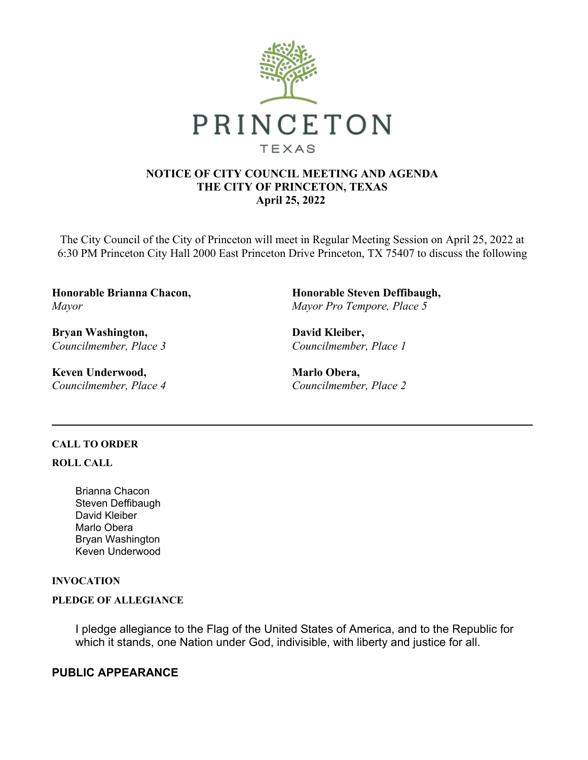# PRINCETON

TEXAS

**NOTICE OF CITY COUNCIL MEETING AND AGENDA**
**THE CITY OF PRINCETON, TEXAS**
**April 25, 2022**

The City Council of the City of Princeton will meet in Regular Meeting Session on April 25, 2022 at 6:30 PM Princeton City Hall 2000 East Princeton Drive Princeton, TX 75407 to discuss the following

**Honorable Brianna Chacon,**
*Mayor*

**Honorable Steven Deffibaugh,**
*Mayor Pro Tempore, Place 5*

**Bryan Washington,**
*Councilmember, Place 3*

**David Kleiber,**
*Councilmember, Place 1*

**Keven Underwood,**
*Councilmember, Place 4*

**Marlo Obera,**
*Councilmember, Place 2*

---

**CALL TO ORDER**

**ROLL CALL**

Brianna Chacon
Steven Deffibaugh
David Kleiber
Marlo Obera
Bryan Washington
Keven Underwood

**INVOCATION**

**PLEDGE OF ALLEGIANCE**

I pledge allegiance to the Flag of the United States of America, and to the Republic for which it stands, one Nation under God, indivisible, with liberty and justice for all.

## PUBLIC APPEARANCE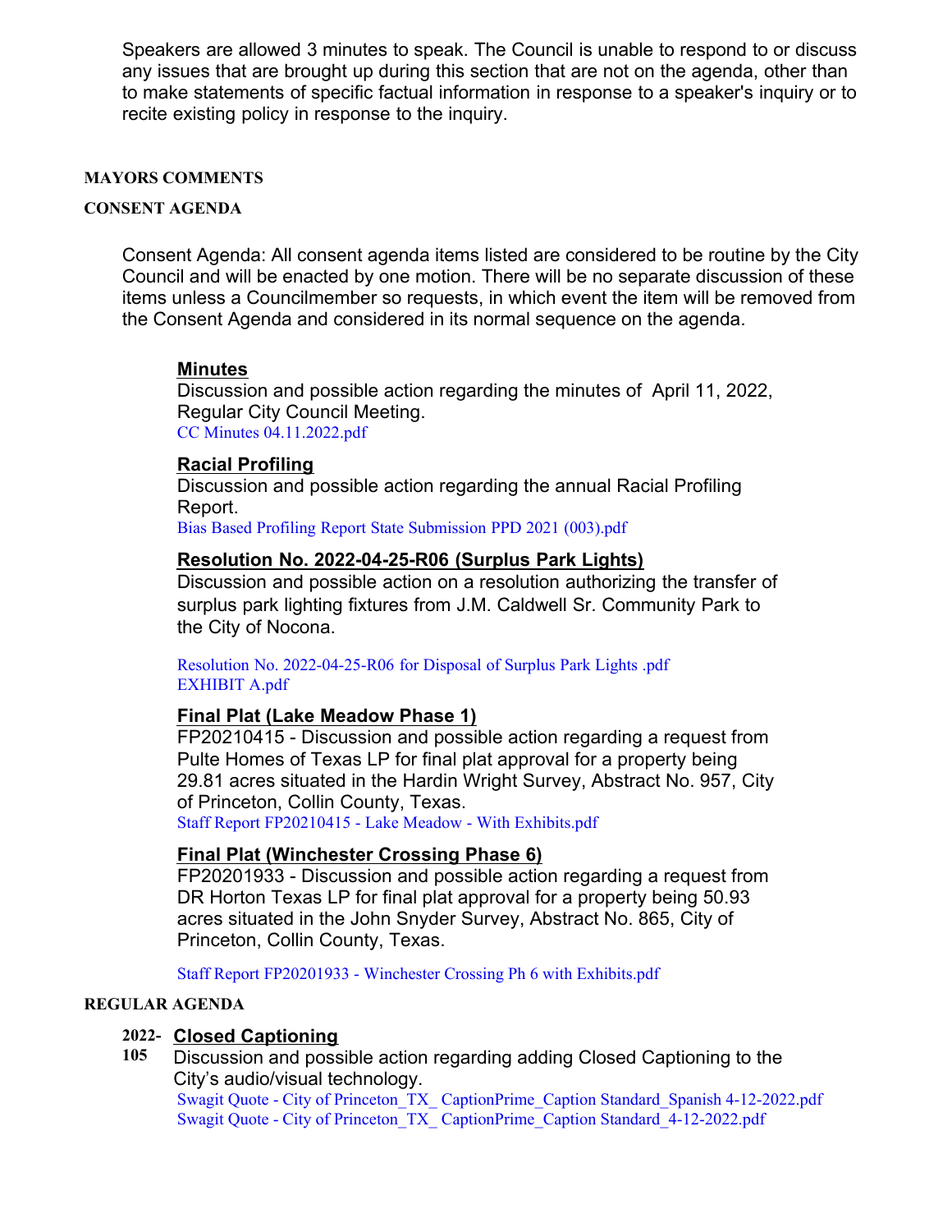Speakers are allowed 3 minutes to speak. The Council is unable to respond to or discuss any issues that are brought up during this section that are not on the agenda, other than to make statements of specific factual information in response to a speaker's inquiry or to recite existing policy in response to the inquiry.

**MAYORS COMMENTS**

**CONSENT AGENDA**

Consent Agenda: All consent agenda items listed are considered to be routine by the City Council and will be enacted by one motion. There will be no separate discussion of these items unless a Councilmember so requests, in which event the item will be removed from the Consent Agenda and considered in its normal sequence on the agenda.

**Minutes**

Discussion and possible action regarding the minutes of April 11, 2022, Regular City Council Meeting.

CC Minutes 04.11.2022.pdf

**Racial Profiling**

Discussion and possible action regarding the annual Racial Profiling Report.

Bias Based Profiling Report State Submission PPD 2021 (003).pdf

**Resolution No. 2022-04-25-R06 (Surplus Park Lights)**

Discussion and possible action on a resolution authorizing the transfer of surplus park lighting fixtures from J.M. Caldwell Sr. Community Park to the City of Nocona.

Resolution No. 2022-04-25-R06 for Disposal of Surplus Park Lights .pdf

EXHIBIT A.pdf

**Final Plat (Lake Meadow Phase 1)**

FP20210415 - Discussion and possible action regarding a request from Pulte Homes of Texas LP for final plat approval for a property being 29.81 acres situated in the Hardin Wright Survey, Abstract No. 957, City of Princeton, Collin County, Texas.

Staff Report FP20210415 - Lake Meadow - With Exhibits.pdf

**Final Plat (Winchester Crossing Phase 6)**

FP20201933 - Discussion and possible action regarding a request from DR Horton Texas LP for final plat approval for a property being 50.93 acres situated in the John Snyder Survey, Abstract No. 865, City of Princeton, Collin County, Texas.

Staff Report FP20201933 - Winchester Crossing Ph 6 with Exhibits.pdf

**REGULAR AGENDA**

**2022-105** **Closed Captioning**

Discussion and possible action regarding adding Closed Captioning to the City's audio/visual technology.

Swagit Quote - City of Princeton_TX_ CaptionPrime_Caption Standard_Spanish 4-12-2022.pdf

Swagit Quote - City of Princeton_TX_ CaptionPrime_Caption Standard_4-12-2022.pdf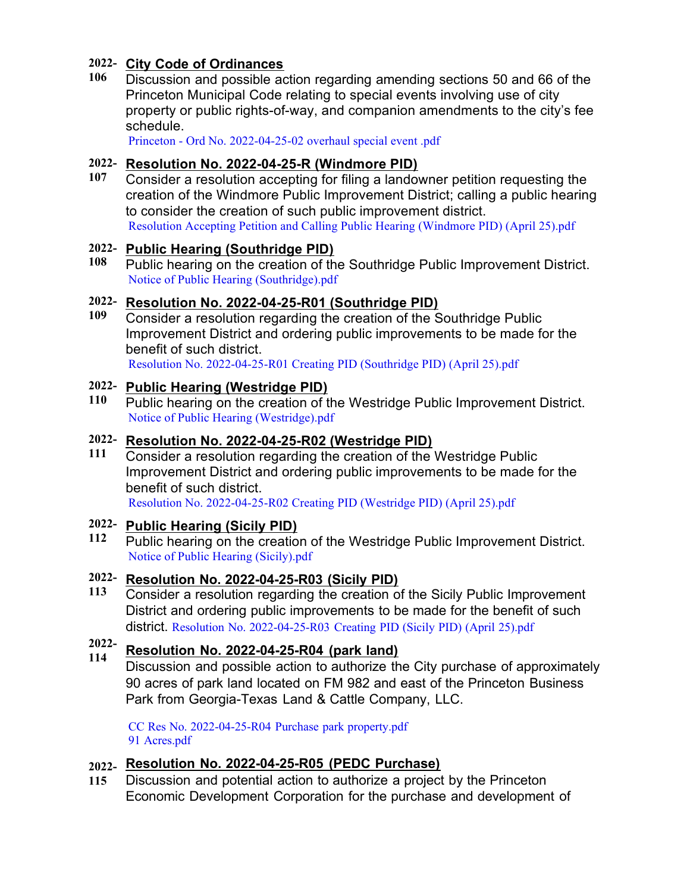**2022-106** **City Code of Ordinances**

Discussion and possible action regarding amending sections 50 and 66 of the Princeton Municipal Code relating to special events involving use of city property or public rights-of-way, and companion amendments to the city's fee schedule.

Princeton - Ord No. 2022-04-25-02 overhaul special event .pdf

**2022-107** **Resolution No. 2022-04-25-R (Windmore PID)**

Consider a resolution accepting for filing a landowner petition requesting the creation of the Windmore Public Improvement District; calling a public hearing to consider the creation of such public improvement district.

Resolution Accepting Petition and Calling Public Hearing (Windmore PID) (April 25).pdf

**2022-108** **Public Hearing (Southridge PID)**

Public hearing on the creation of the Southridge Public Improvement District.

Notice of Public Hearing (Southridge).pdf

**2022-109** **Resolution No. 2022-04-25-R01 (Southridge PID)**

Consider a resolution regarding the creation of the Southridge Public Improvement District and ordering public improvements to be made for the benefit of such district.

Resolution No. 2022-04-25-R01 Creating PID (Southridge PID) (April 25).pdf

**2022-110** **Public Hearing (Westridge PID)**

Public hearing on the creation of the Westridge Public Improvement District.

Notice of Public Hearing (Westridge).pdf

**2022-111** **Resolution No. 2022-04-25-R02 (Westridge PID)**

Consider a resolution regarding the creation of the Westridge Public Improvement District and ordering public improvements to be made for the benefit of such district.

Resolution No. 2022-04-25-R02 Creating PID (Westridge PID) (April 25).pdf

**2022-112** **Public Hearing (Sicily PID)**

Public hearing on the creation of the Westridge Public Improvement District.

Notice of Public Hearing (Sicily).pdf

**2022-113** **Resolution No. 2022-04-25-R03 (Sicily PID)**

Consider a resolution regarding the creation of the Sicily Public Improvement District and ordering public improvements to be made for the benefit of such district. Resolution No. 2022-04-25-R03 Creating PID (Sicily PID) (April 25).pdf

**2022-114** **Resolution No. 2022-04-25-R04 (park land)**

Discussion and possible action to authorize the City purchase of approximately 90 acres of park land located on FM 982 and east of the Princeton Business Park from Georgia-Texas Land & Cattle Company, LLC.

CC Res No. 2022-04-25-R04 Purchase park property.pdf
91 Acres.pdf

**2022-115** **Resolution No. 2022-04-25-R05 (PEDC Purchase)**

Discussion and potential action to authorize a project by the Princeton Economic Development Corporation for the purchase and development of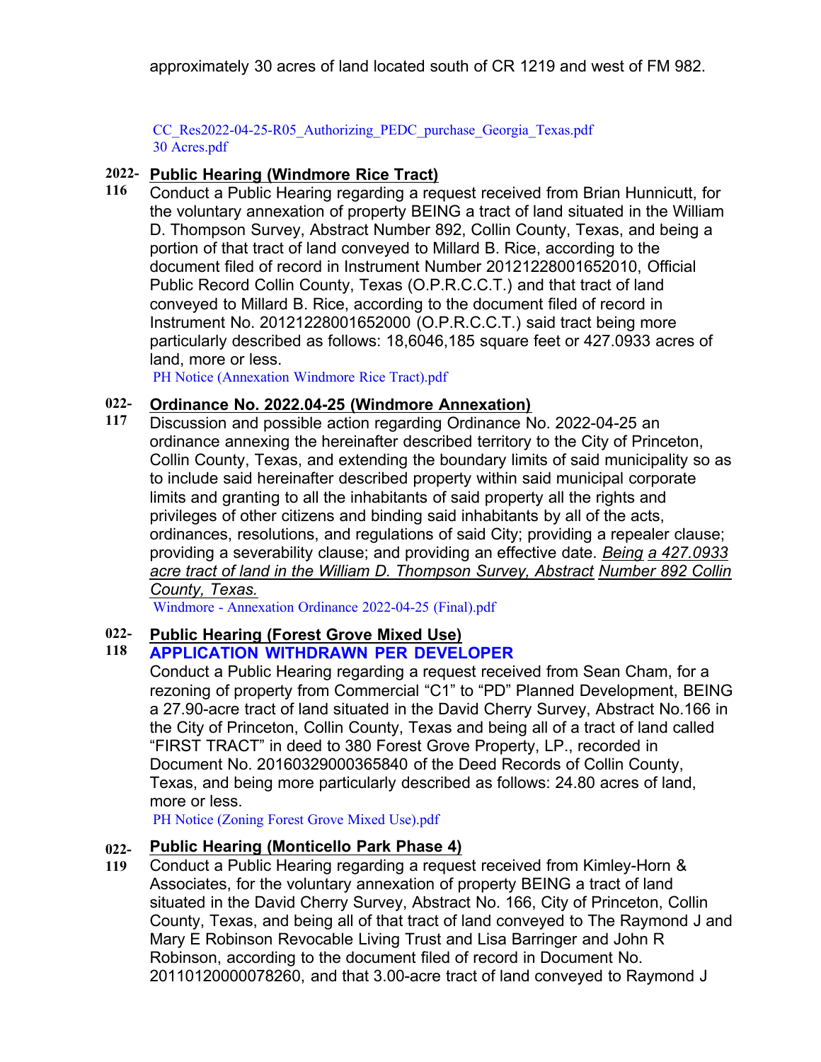approximately 30 acres of land located south of CR 1219 and west of FM 982.

CC_Res2022-04-25-R05_Authorizing_PEDC_purchase_Georgia_Texas.pdf
30 Acres.pdf

**2022-116** **Public Hearing (Windmore Rice Tract)**

Conduct a Public Hearing regarding a request received from Brian Hunnicutt, for the voluntary annexation of property BEING a tract of land situated in the William D. Thompson Survey, Abstract Number 892, Collin County, Texas, and being a portion of that tract of land conveyed to Millard B. Rice, according to the document filed of record in Instrument Number 20121228001652010, Official Public Record Collin County, Texas (O.P.R.C.C.T.) and that tract of land conveyed to Millard B. Rice, according to the document filed of record in Instrument No. 20121228001652000 (O.P.R.C.C.T.) said tract being more particularly described as follows: 18,6046,185 square feet or 427.0933 acres of land, more or less.

PH Notice (Annexation Windmore Rice Tract).pdf

**022-117** **Ordinance No. 2022.04-25 (Windmore Annexation)**

Discussion and possible action regarding Ordinance No. 2022-04-25 an ordinance annexing the hereinafter described territory to the City of Princeton, Collin County, Texas, and extending the boundary limits of said municipality so as to include said hereinafter described property within said municipal corporate limits and granting to all the inhabitants of said property all the rights and privileges of other citizens and binding said inhabitants by all of the acts, ordinances, resolutions, and regulations of said City; providing a repealer clause; providing a severability clause; and providing an effective date. *Being a 427.0933 acre tract of land in the William D. Thompson Survey, Abstract Number 892 Collin County, Texas.*

Windmore - Annexation Ordinance 2022-04-25 (Final).pdf

**022-118** **Public Hearing (Forest Grove Mixed Use)**

**APPLICATION WITHDRAWN PER DEVELOPER**

Conduct a Public Hearing regarding a request received from Sean Cham, for a rezoning of property from Commercial "C1" to "PD" Planned Development, BEING a 27.90-acre tract of land situated in the David Cherry Survey, Abstract No.166 in the City of Princeton, Collin County, Texas and being all of a tract of land called "FIRST TRACT" in deed to 380 Forest Grove Property, LP., recorded in Document No. 20160329000365840 of the Deed Records of Collin County, Texas, and being more particularly described as follows: 24.80 acres of land, more or less.

PH Notice (Zoning Forest Grove Mixed Use).pdf

**022-119** **Public Hearing (Monticello Park Phase 4)**

Conduct a Public Hearing regarding a request received from Kimley-Horn & Associates, for the voluntary annexation of property BEING a tract of land situated in the David Cherry Survey, Abstract No. 166, City of Princeton, Collin County, Texas, and being all of that tract of land conveyed to The Raymond J and Mary E Robinson Revocable Living Trust and Lisa Barringer and John R Robinson, according to the document filed of record in Document No. 20110120000078260, and that 3.00-acre tract of land conveyed to Raymond J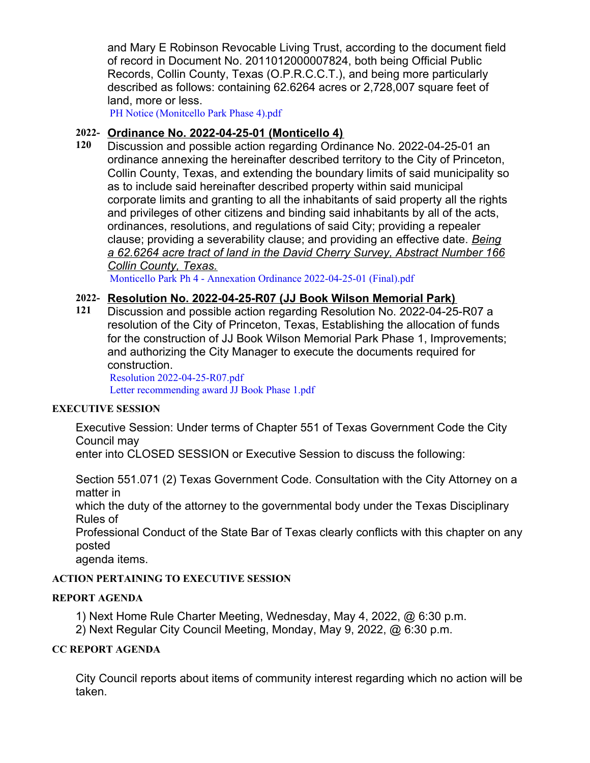and Mary E Robinson Revocable Living Trust, according to the document field of record in Document No. 2011012000007824, both being Official Public Records, Collin County, Texas (O.P.R.C.C.T.), and being more particularly described as follows: containing 62.6264 acres or 2,728,007 square feet of land, more or less.

PH Notice (Monitcello Park Phase 4).pdf

**2022-120** **Ordinance No. 2022-04-25-01 (Monticello 4)**

Discussion and possible action regarding Ordinance No. 2022-04-25-01 an ordinance annexing the hereinafter described territory to the City of Princeton, Collin County, Texas, and extending the boundary limits of said municipality so as to include said hereinafter described property within said municipal corporate limits and granting to all the inhabitants of said property all the rights and privileges of other citizens and binding said inhabitants by all of the acts, ordinances, resolutions, and regulations of said City; providing a repealer clause; providing a severability clause; and providing an effective date. *Being a 62.6264 acre tract of land in the David Cherry Survey, Abstract Number 166 Collin County, Texas.*

Monticello Park Ph 4 - Annexation Ordinance 2022-04-25-01 (Final).pdf

**2022-121** **Resolution No. 2022-04-25-R07 (JJ Book Wilson Memorial Park)**

Discussion and possible action regarding Resolution No. 2022-04-25-R07 a resolution of the City of Princeton, Texas, Establishing the allocation of funds for the construction of JJ Book Wilson Memorial Park Phase 1, Improvements; and authorizing the City Manager to execute the documents required for construction.

Resolution 2022-04-25-R07.pdf

Letter recommending award JJ Book Phase 1.pdf

## EXECUTIVE SESSION

Executive Session: Under terms of Chapter 551 of Texas Government Code the City Council may
enter into CLOSED SESSION or Executive Session to discuss the following:

Section 551.071 (2) Texas Government Code. Consultation with the City Attorney on a matter in
which the duty of the attorney to the governmental body under the Texas Disciplinary Rules of
Professional Conduct of the State Bar of Texas clearly conflicts with this chapter on any posted
agenda items.

## ACTION PERTAINING TO EXECUTIVE SESSION

## REPORT AGENDA

1) Next Home Rule Charter Meeting, Wednesday, May 4, 2022, @ 6:30 p.m.
2) Next Regular City Council Meeting, Monday, May 9, 2022, @ 6:30 p.m.

## CC REPORT AGENDA

City Council reports about items of community interest regarding which no action will be taken.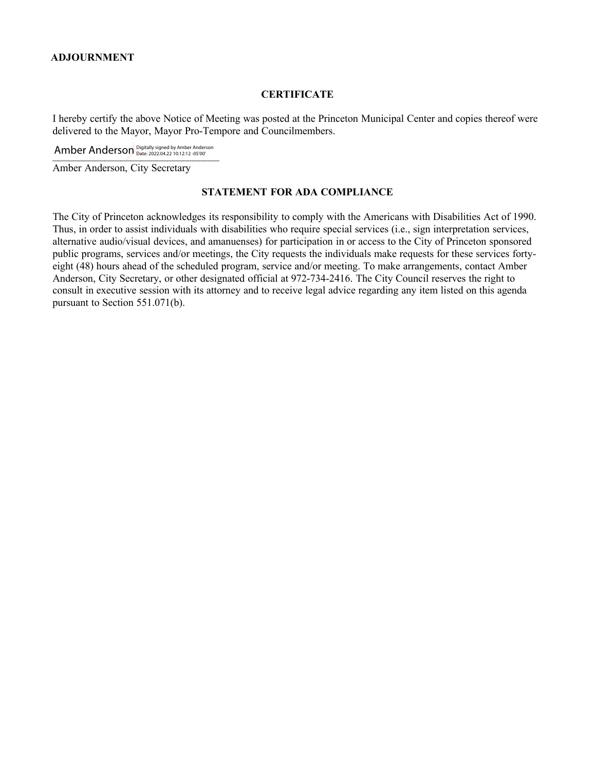**ADJOURNMENT**

**CERTIFICATE**

I hereby certify the above Notice of Meeting was posted at the Princeton Municipal Center and copies thereof were delivered to the Mayor, Mayor Pro-Tempore and Councilmembers.

Amber Anderson Digitally signed by Amber Anderson Date: 2022.04.22 10:12:12 -05'00'

Amber Anderson, City Secretary

**STATEMENT FOR ADA COMPLIANCE**

The City of Princeton acknowledges its responsibility to comply with the Americans with Disabilities Act of 1990. Thus, in order to assist individuals with disabilities who require special services (i.e., sign interpretation services, alternative audio/visual devices, and amanuenses) for participation in or access to the City of Princeton sponsored public programs, services and/or meetings, the City requests the individuals make requests for these services forty-eight (48) hours ahead of the scheduled program, service and/or meeting. To make arrangements, contact Amber Anderson, City Secretary, or other designated official at 972-734-2416. The City Council reserves the right to consult in executive session with its attorney and to receive legal advice regarding any item listed on this agenda pursuant to Section 551.071(b).